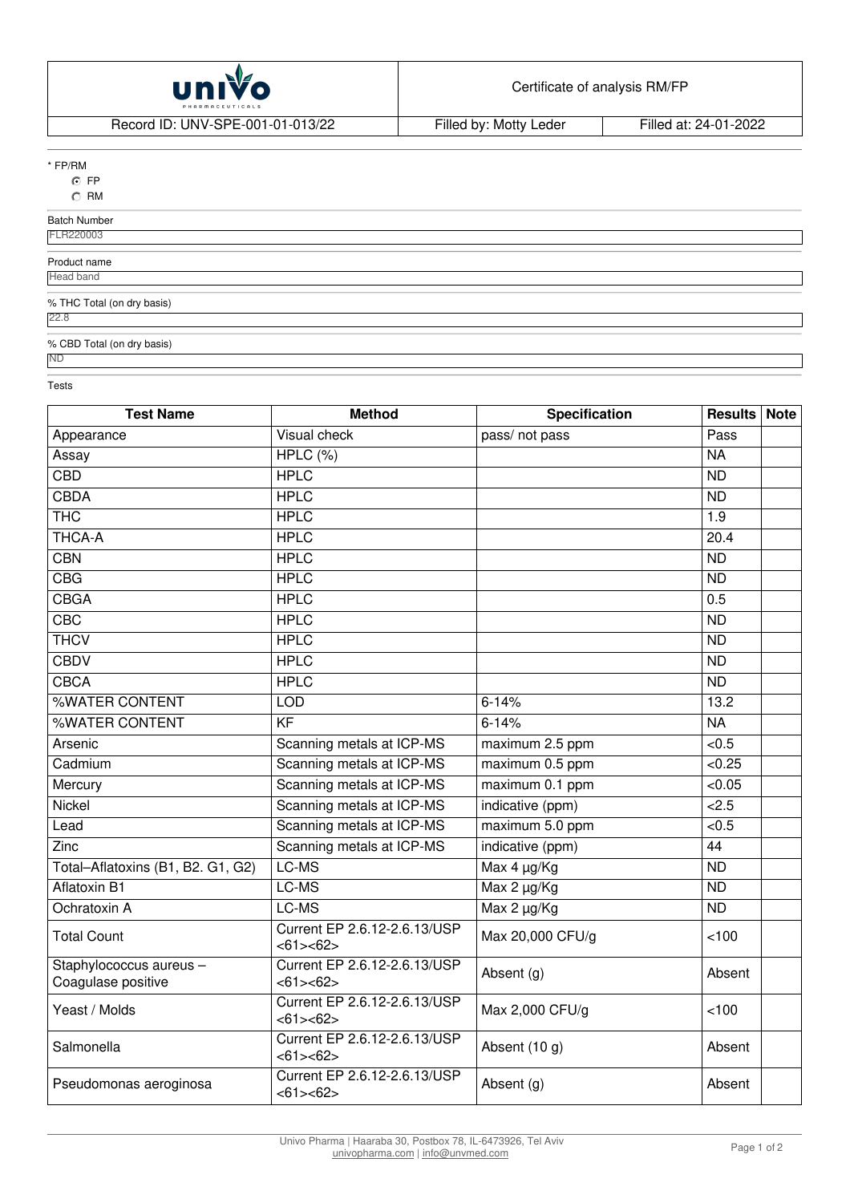| univo PHARMACEUTICALS | Certificate of analysis RM/FP | |
|---|---|---|
| Record ID: UNV-SPE-001-01-013/22 | Filled by: Motty Leder | Filled at: 24-01-2022 |

\* FP/RM

- (•) FP
- ( ) RM

Batch Number

FLR220003

Product name

Head band

% THC Total (on dry basis)

22.8

% CBD Total (on dry basis)

ND

Tests

| Test Name | Method | Specification | Results | Note |
|---|---|---|---|---|
| Appearance | Visual check | pass/ not pass | Pass | |
| Assay | HPLC (%) | | NA | |
| CBD | HPLC | | ND | |
| CBDA | HPLC | | ND | |
| THC | HPLC | | 1.9 | |
| THCA-A | HPLC | | 20.4 | |
| CBN | HPLC | | ND | |
| CBG | HPLC | | ND | |
| CBGA | HPLC | | 0.5 | |
| CBC | HPLC | | ND | |
| THCV | HPLC | | ND | |
| CBDV | HPLC | | ND | |
| CBCA | HPLC | | ND | |
| %WATER CONTENT | LOD | 6-14% | 13.2 | |
| %WATER CONTENT | KF | 6-14% | NA | |
| Arsenic | Scanning metals at ICP-MS | maximum 2.5 ppm | <0.5 | |
| Cadmium | Scanning metals at ICP-MS | maximum 0.5 ppm | <0.25 | |
| Mercury | Scanning metals at ICP-MS | maximum 0.1 ppm | <0.05 | |
| Nickel | Scanning metals at ICP-MS | indicative (ppm) | <2.5 | |
| Lead | Scanning metals at ICP-MS | maximum 5.0 ppm | <0.5 | |
| Zinc | Scanning metals at ICP-MS | indicative (ppm) | 44 | |
| Total–Aflatoxins (B1, B2. G1, G2) | LC-MS | Max 4 µg/Kg | ND | |
| Aflatoxin B1 | LC-MS | Max 2 µg/Kg | ND | |
| Ochratoxin A | LC-MS | Max 2 µg/Kg | ND | |
| Total Count | Current EP 2.6.12-2.6.13/USP <61><62> | Max 20,000 CFU/g | <100 | |
| Staphylococcus aureus – Coagulase positive | Current EP 2.6.12-2.6.13/USP <61><62> | Absent (g) | Absent | |
| Yeast / Molds | Current EP 2.6.12-2.6.13/USP <61><62> | Max 2,000 CFU/g | <100 | |
| Salmonella | Current EP 2.6.12-2.6.13/USP <61><62> | Absent (10 g) | Absent | |
| Pseudomonas aeroginosa | Current EP 2.6.12-2.6.13/USP <61><62> | Absent (g) | Absent | |

Univo Pharma | Haaraba 30, Postbox 78, IL-6473926, Tel Aviv
univopharma.com | info@unvmed.com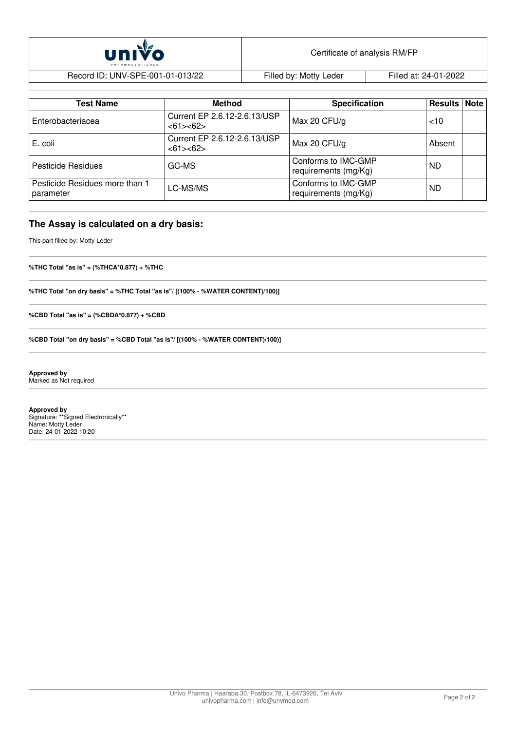| univo PHARMACEUTICALS | Certificate of analysis RM/FP | |
|---|---|---|
| Record ID: UNV-SPE-001-01-013/22 | Filled by: Motty Leder | Filled at: 24-01-2022 |

| Test Name | Method | Specification | Results | Note |
|---|---|---|---|---|
| Enterobacteriacea | Current EP 2.6.12-2.6.13/USP <61><62> | Max 20 CFU/g | <10 | |
| E. coli | Current EP 2.6.12-2.6.13/USP <61><62> | Max 20 CFU/g | Absent | |
| Pesticide Residues | GC-MS | Conforms to IMC-GMP requirements (mg/Kg) | ND | |
| Pesticide Residues more than 1 parameter | LC-MS/MS | Conforms to IMC-GMP requirements (mg/Kg) | ND | |

## The Assay is calculated on a dry basis:

This part filled by: Motty Leder

**%THC Total "as is" = (%THCA*0.877) + %THC**

**%THC Total "on dry basis" = %THC Total "as is"/ [(100% - %WATER CONTENT)/100)]**

**%CBD Total "as is" = (%CBDA*0.877) + %CBD**

**%CBD Total "on dry basis" = %CBD Total "as is"/ [(100% - %WATER CONTENT)/100)]**

**Approved by**
Marked as Not required

**Approved by**
Signature: **Signed Electronically**
Name: Motty Leder
Date: 24-01-2022 10:20

Univo Pharma | Haaraba 30, Postbox 78, IL-6473926, Tel Aviv
univopharma.com | info@unvmed.com